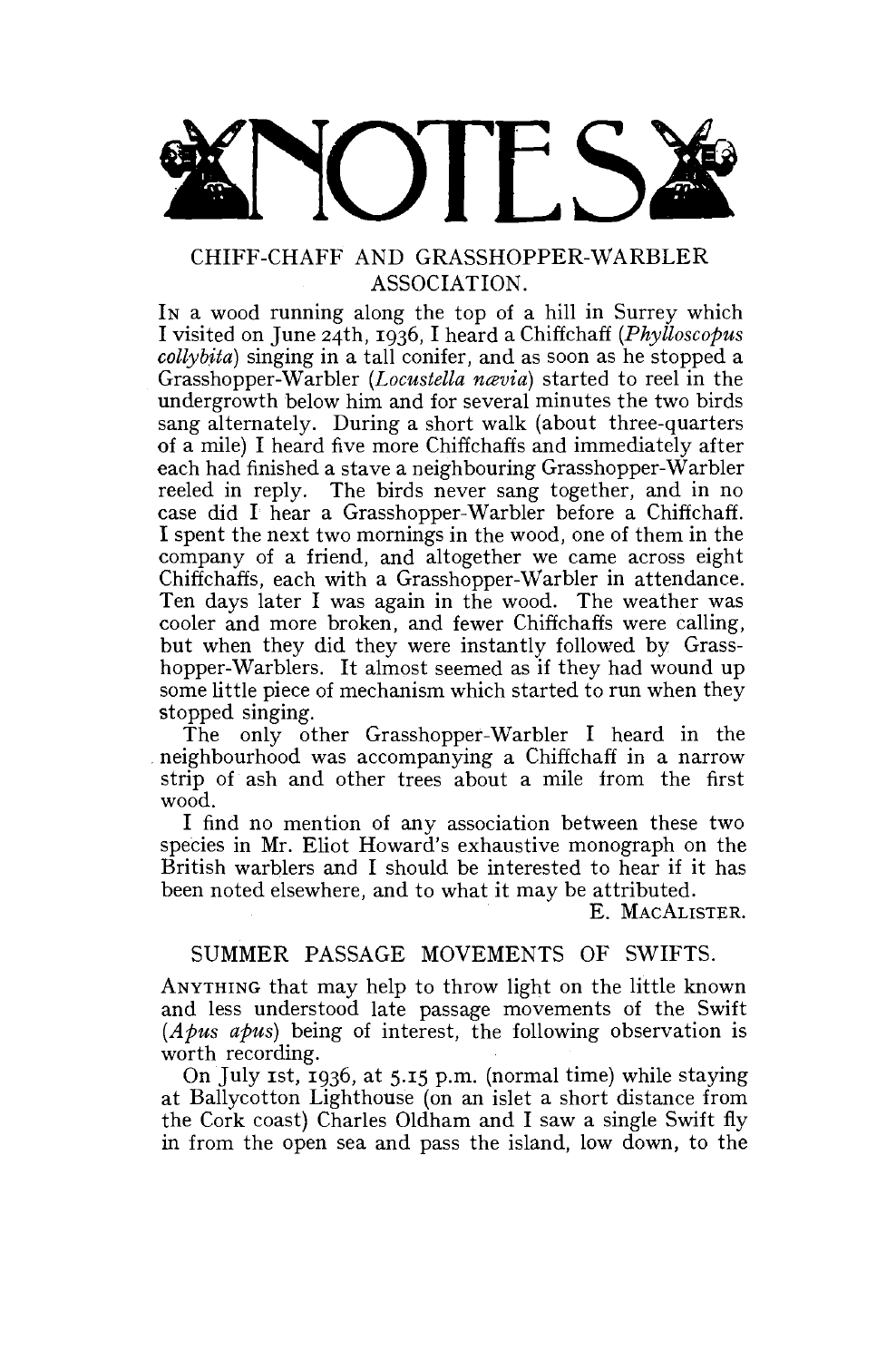# NOTES

## CHIFF-CHAFF AND GRASSHOPPER-WARBLER ASSOCIATION.

In a wood running along the top of a hill in Surrey which I visited on June 24th, 1936, I heard a Chiffchaff (*Phylloscopus collybita*) singing in a tall conifer, and as soon as he stopped a Grasshopper-Warbler (*Locustella nævia*) started to reel in the undergrowth below him and for several minutes the two birds sang alternately. During a short walk (about three-quarters of a mile) I heard five more Chiffchaffs and immediately after each had finished a stave a neighbouring Grasshopper-Warbler reeled in reply. The birds never sang together, and in no case did I hear a Grasshopper-Warbler before a Chiffchaff. I spent the next two mornings in the wood, one of them in the company of a friend, and altogether we came across eight Chiffchaffs, each with a Grasshopper-Warbler in attendance. Ten days later I was again in the wood. The weather was cooler and more broken, and fewer Chiffchaffs were calling, but when they did they were instantly followed by Grasshopper-Warblers. It almost seemed as if they had wound up some little piece of mechanism which started to run when they stopped singing.

The only other Grasshopper-Warbler I heard in the neighbourhood was accompanying a Chiffchaff in a narrow strip of ash and other trees about a mile from the first wood.

I find no mention of any association between these two species in Mr. Eliot Howard's exhaustive monograph on the British warblers and I should be interested to hear if it has been noted elsewhere, and to what it may be attributed.

E. MacAlister.

## SUMMER PASSAGE MOVEMENTS OF SWIFTS.

Anything that may help to throw light on the little known and less understood late passage movements of the Swift (*Apus apus*) being of interest, the following observation is worth recording.

On July 1st, 1936, at 5.15 p.m. (normal time) while staying at Ballycotton Lighthouse (on an islet a short distance from the Cork coast) Charles Oldham and I saw a single Swift fly in from the open sea and pass the island, low down, to the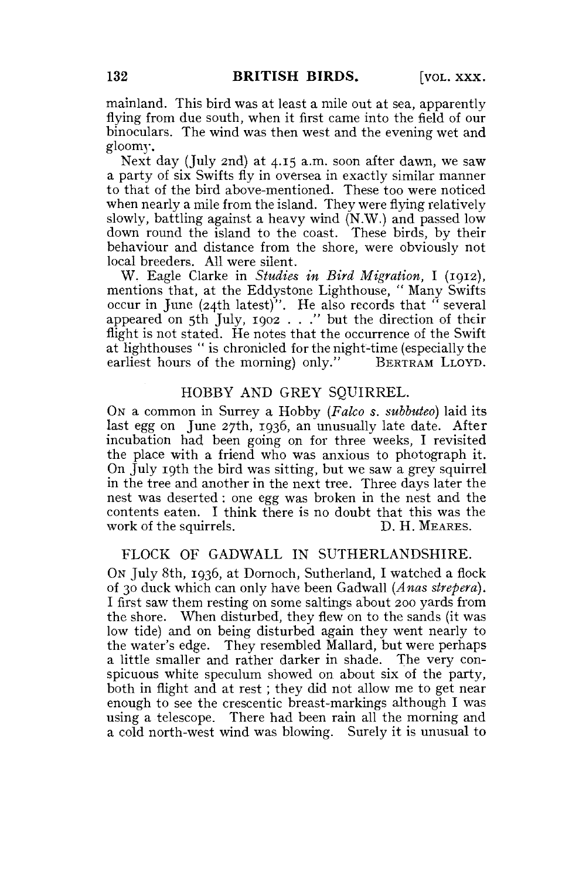mainland. This bird was at least a mile out at sea, apparently flying from due south, when it first came into the field of our binoculars. The wind was then west and the evening wet and gloomy.

Next day (July 2nd) at 4.15 a.m. soon after dawn, we saw a party of six Swifts fly in oversea in exactly similar manner to that of the bird above-mentioned. These too were noticed when nearly a mile from the island. They were flying relatively slowly, battling against a heavy wind (N.W.) and passed low down round the island to the coast. These birds, by their behaviour and distance from the shore, were obviously not local breeders. All were silent.

W. Eagle Clarke in *Studies in Bird Migration*, I (1912), mentions that, at the Eddystone Lighthouse, " Many Swifts occur in June (24th latest)". He also records that " several appeared on 5th July, 1902 . . ." but the direction of their flight is not stated. He notes that the occurrence of the Swift at lighthouses " is chronicled for the night-time (especially the earliest hours of the morning) only." BERTRAM LLOYD.

## HOBBY AND GREY SQUIRREL.

ON a common in Surrey a Hobby (*Falco s. subbuteo*) laid its last egg on June 27th, 1936, an unusually late date. After incubation had been going on for three weeks, I revisited the place with a friend who was anxious to photograph it. On July 19th the bird was sitting, but we saw a grey squirrel in the tree and another in the next tree. Three days later the nest was deserted : one egg was broken in the nest and the contents eaten. I think there is no doubt that this was the work of the squirrels. D. H. MEARES.

## FLOCK OF GADWALL IN SUTHERLANDSHIRE.

ON July 8th, 1936, at Dornoch, Sutherland, I watched a flock of 30 duck which can only have been Gadwall (*Anas strepera*). I first saw them resting on some saltings about 200 yards from the shore. When disturbed, they flew on to the sands (it was low tide) and on being disturbed again they went nearly to the water's edge. They resembled Mallard, but were perhaps a little smaller and rather darker in shade. The very conspicuous white speculum showed on about six of the party, both in flight and at rest ; they did not allow me to get near enough to see the crescentic breast-markings although I was using a telescope. There had been rain all the morning and a cold north-west wind was blowing. Surely it is unusual to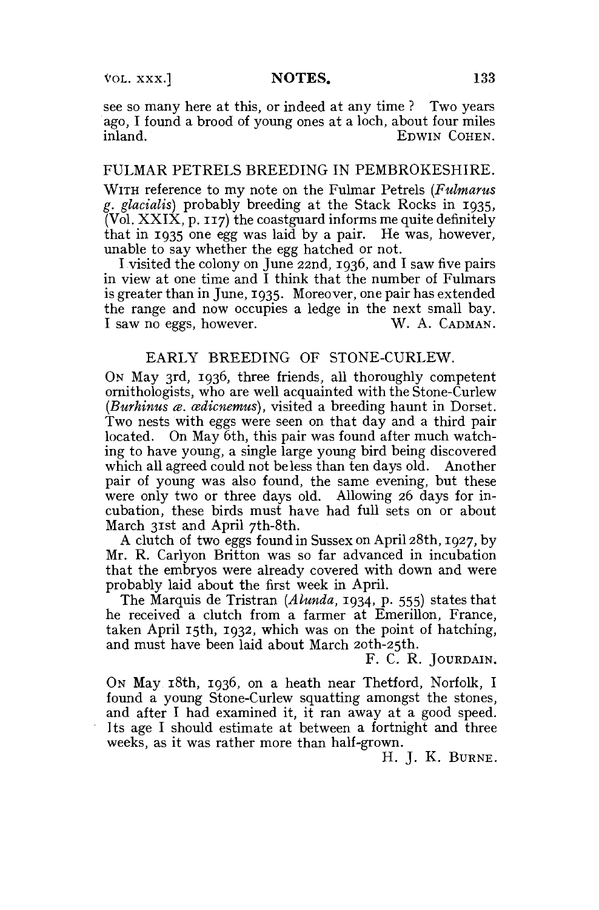see so many here at this, or indeed at any time? Two years ago, I found a brood of young ones at a loch, about four miles inland.

EDWIN COHEN.

## FULMAR PETRELS BREEDING IN PEMBROKESHIRE.

WITH reference to my note on the Fulmar Petrels (*Fulmarus g. glacialis*) probably breeding at the Stack Rocks in 1935, (Vol. XXIX, p. 117) the coastguard informs me quite definitely that in 1935 one egg was laid by a pair. He was, however, unable to say whether the egg hatched or not.

I visited the colony on June 22nd, 1936, and I saw five pairs in view at one time and I think that the number of Fulmars is greater than in June, 1935. Moreover, one pair has extended the range and now occupies a ledge in the next small bay. I saw no eggs, however.

W. A. CADMAN.

## EARLY BREEDING OF STONE-CURLEW.

ON May 3rd, 1936, three friends, all thoroughly competent ornithologists, who are well acquainted with the Stone-Curlew (*Burhinus œ. œdicnemus*), visited a breeding haunt in Dorset. Two nests with eggs were seen on that day and a third pair located. On May 6th, this pair was found after much watching to have young, a single large young bird being discovered which all agreed could not be less than ten days old. Another pair of young was also found, the same evening, but these were only two or three days old. Allowing 26 days for incubation, these birds must have had full sets on or about March 31st and April 7th-8th.

A clutch of two eggs found in Sussex on April 28th, 1927, by Mr. R. Carlyon Britton was so far advanced in incubation that the embryos were already covered with down and were probably laid about the first week in April.

The Marquis de Tristran (*Alauda*, 1934, p. 555) states that he received a clutch from a farmer at Emerillon, France, taken April 15th, 1932, which was on the point of hatching, and must have been laid about March 20th-25th.

F. C. R. JOURDAIN.

ON May 18th, 1936, on a heath near Thetford, Norfolk, I found a young Stone-Curlew squatting amongst the stones, and after I had examined it, it ran away at a good speed. Its age I should estimate at between a fortnight and three weeks, as it was rather more than half-grown.

H. J. K. BURNE.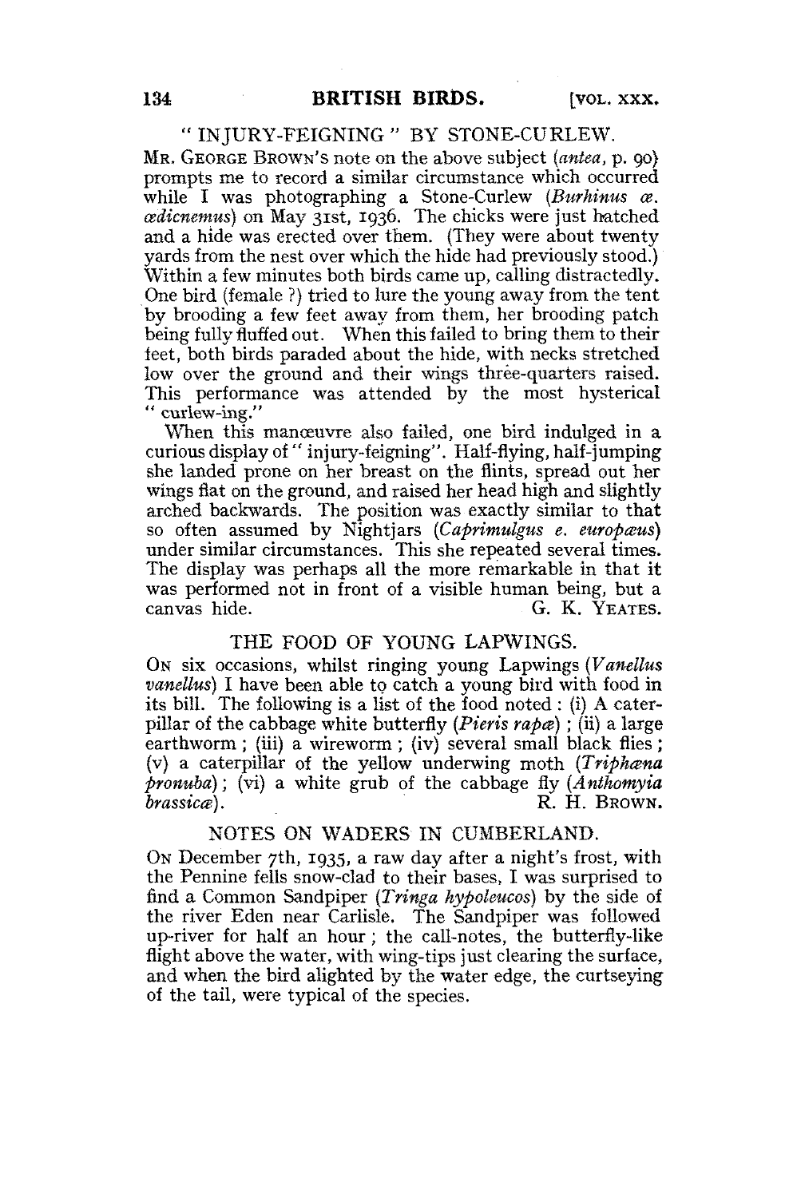## "INJURY-FEIGNING" BY STONE-CURLEW.

MR. GEORGE BROWN'S note on the above subject (*antea*, p. 90) prompts me to record a similar circumstance which occurred while I was photographing a Stone-Curlew (*Burhinus œ. œdicnemus*) on May 31st, 1936. The chicks were just hatched and a hide was erected over them. (They were about twenty yards from the nest over which the hide had previously stood.) Within a few minutes both birds came up, calling distractedly. One bird (female ?) tried to lure the young away from the tent by brooding a few feet away from them, her brooding patch being fully fluffed out. When this failed to bring them to their feet, both birds paraded about the hide, with necks stretched low over the ground and their wings three-quarters raised. This performance was attended by the most hysterical "curlew-ing."

When this manœuvre also failed, one bird indulged in a curious display of "injury-feigning". Half-flying, half-jumping she landed prone on her breast on the flints, spread out her wings flat on the ground, and raised her head high and slightly arched backwards. The position was exactly similar to that so often assumed by Nightjars (*Caprimulgus e. europæus*) under similar circumstances. This she repeated several times. The display was perhaps all the more remarkable in that it was performed not in front of a visible human being, but a canvas hide.

G. K. YEATES.

## THE FOOD OF YOUNG LAPWINGS.

ON six occasions, whilst ringing young Lapwings (*Vanellus vanellus*) I have been able to catch a young bird with food in its bill. The following is a list of the food noted : (i) A caterpillar of the cabbage white butterfly (*Pieris rapæ*) ; (ii) a large earthworm ; (iii) a wireworm ; (iv) several small black flies ; (v) a caterpillar of the yellow underwing moth (*Triphæna pronuba*) ; (vi) a white grub of the cabbage fly (*Anthomyia brassicæ*).

R. H. BROWN.

## NOTES ON WADERS IN CUMBERLAND.

ON December 7th, 1935, a raw day after a night's frost, with the Pennine fells snow-clad to their bases, I was surprised to find a Common Sandpiper (*Tringa hypoleucos*) by the side of the river Eden near Carlisle. The Sandpiper was followed up-river for half an hour ; the call-notes, the butterfly-like flight above the water, with wing-tips just clearing the surface, and when the bird alighted by the water edge, the curtseying of the tail, were typical of the species.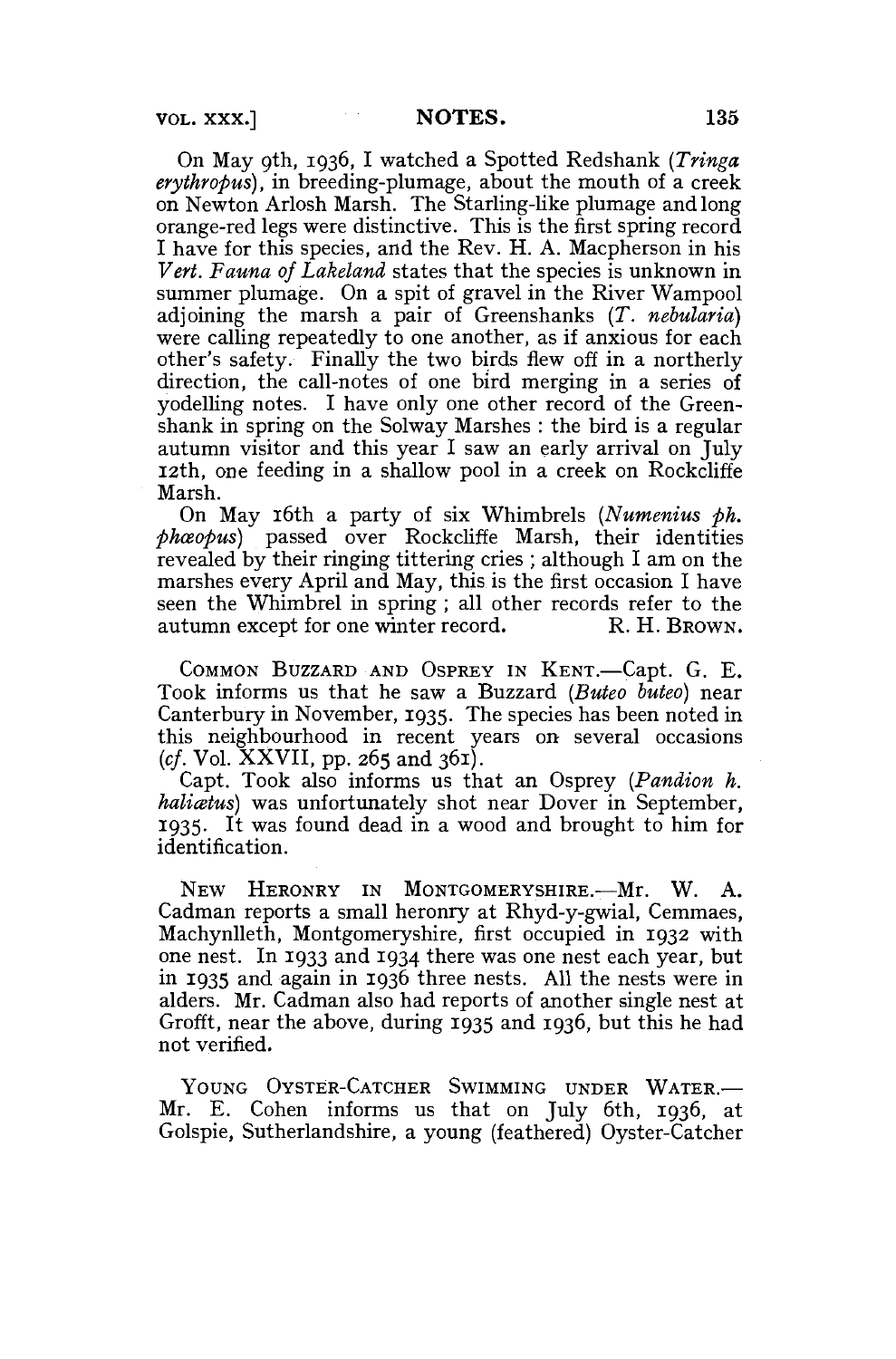On May 9th, 1936, I watched a Spotted Redshank (*Tringa erythropus*), in breeding-plumage, about the mouth of a creek on Newton Arlosh Marsh. The Starling-like plumage and long orange-red legs were distinctive. This is the first spring record I have for this species, and the Rev. H. A. Macpherson in his *Vert. Fauna of Lakeland* states that the species is unknown in summer plumage. On a spit of gravel in the River Wampool adjoining the marsh a pair of Greenshanks (*T. nebularia*) were calling repeatedly to one another, as if anxious for each other's safety. Finally the two birds flew off in a northerly direction, the call-notes of one bird merging in a series of yodelling notes. I have only one other record of the Greenshank in spring on the Solway Marshes : the bird is a regular autumn visitor and this year I saw an early arrival on July 12th, one feeding in a shallow pool in a creek on Rockcliffe Marsh.

On May 16th a party of six Whimbrels (*Numenius ph. phæopus*) passed over Rockcliffe Marsh, their identities revealed by their ringing tittering cries ; although I am on the marshes every April and May, this is the first occasion I have seen the Whimbrel in spring ; all other records refer to the autumn except for one winter record. R. H. BROWN.

COMMON BUZZARD AND OSPREY IN KENT.—Capt. G. E. Took informs us that he saw a Buzzard (*Buteo buteo*) near Canterbury in November, 1935. The species has been noted in this neighbourhood in recent years on several occasions (*cf*. Vol. XXVII, pp. 265 and 361).

Capt. Took also informs us that an Osprey (*Pandion h. haliætus*) was unfortunately shot near Dover in September, 1935. It was found dead in a wood and brought to him for identification.

NEW HERONRY IN MONTGOMERYSHIRE.—Mr. W. A. Cadman reports a small heronry at Rhyd-y-gwial, Cemmaes, Machynlleth, Montgomeryshire, first occupied in 1932 with one nest. In 1933 and 1934 there was one nest each year, but in 1935 and again in 1936 three nests. All the nests were in alders. Mr. Cadman also had reports of another single nest at Grofft, near the above, during 1935 and 1936, but this he had not verified.

YOUNG OYSTER-CATCHER SWIMMING UNDER WATER.—Mr. E. Cohen informs us that on July 6th, 1936, at Golspie, Sutherlandshire, a young (feathered) Oyster-Catcher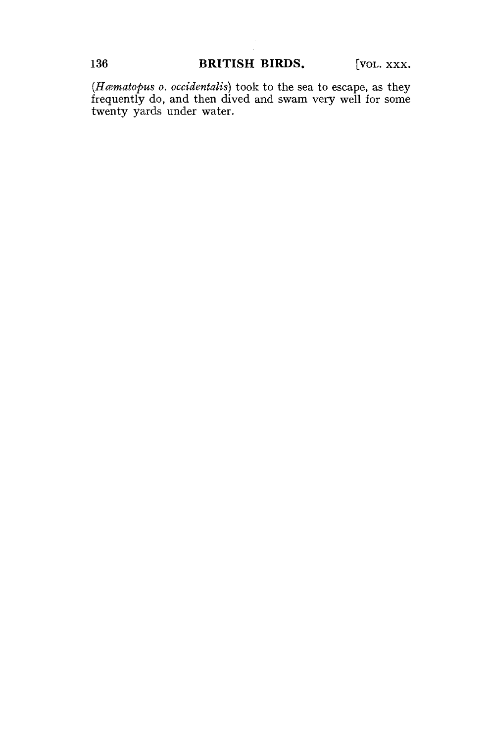(*Hæmatopus o. occidentalis*) took to the sea to escape, as they frequently do, and then dived and swam very well for some twenty yards under water.